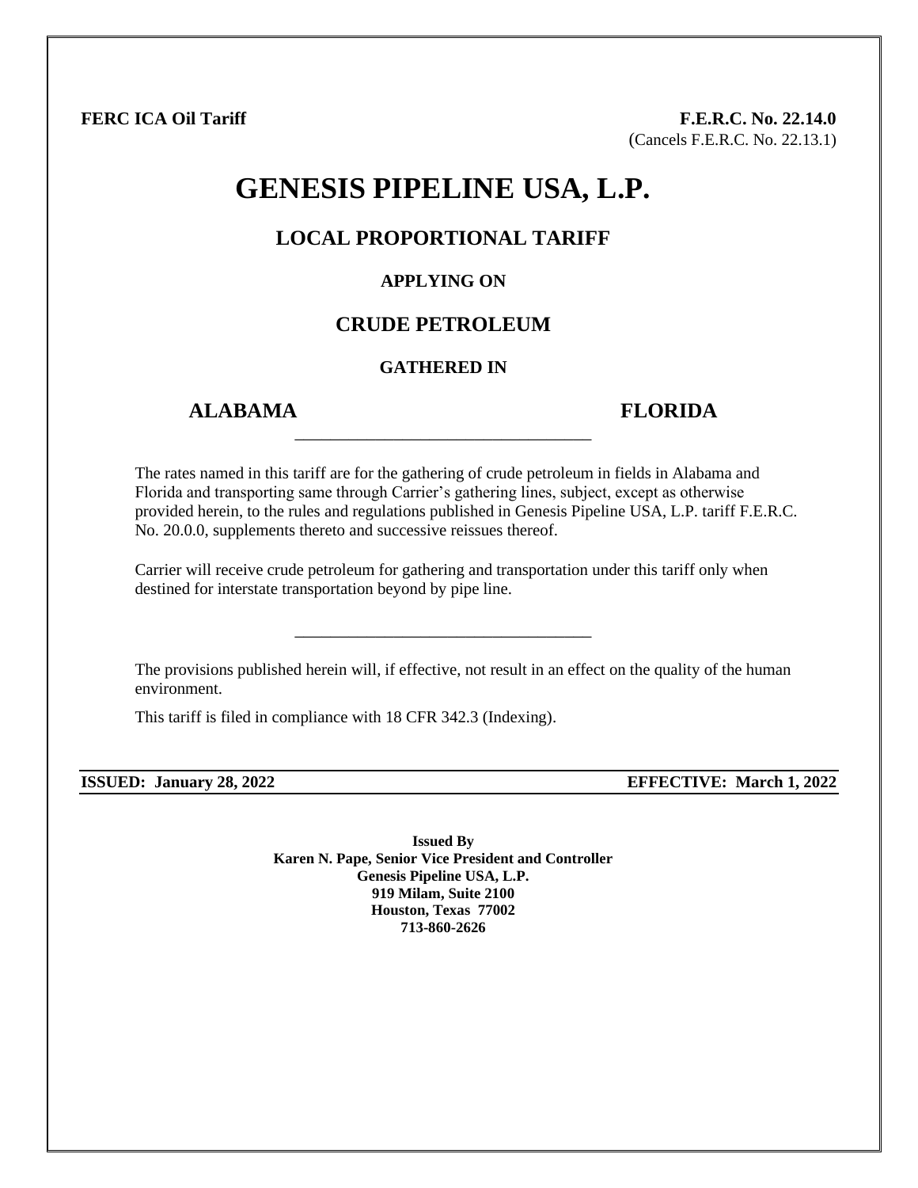**FERC ICA Oil Tariff** **F.E.R.C. No. 22.14.0**
(Cancels F.E.R.C. No. 22.13.1)

# GENESIS PIPELINE USA, L.P.

## LOCAL PROPORTIONAL TARIFF

### APPLYING ON

## CRUDE PETROLEUM

### GATHERED IN

## ALABAMA FLORIDA

---

The rates named in this tariff are for the gathering of crude petroleum in fields in Alabama and Florida and transporting same through Carrier's gathering lines, subject, except as otherwise provided herein, to the rules and regulations published in Genesis Pipeline USA, L.P. tariff F.E.R.C. No. 20.0.0, supplements thereto and successive reissues thereof.

Carrier will receive crude petroleum for gathering and transportation under this tariff only when destined for interstate transportation beyond by pipe line.

---

The provisions published herein will, if effective, not result in an effect on the quality of the human environment.

This tariff is filed in compliance with 18 CFR 342.3 (Indexing).

**ISSUED: January 28, 2022** **EFFECTIVE: March 1, 2022**

**Issued By**
**Karen N. Pape, Senior Vice President and Controller**
**Genesis Pipeline USA, L.P.**
**919 Milam, Suite 2100**
**Houston, Texas 77002**
**713-860-2626**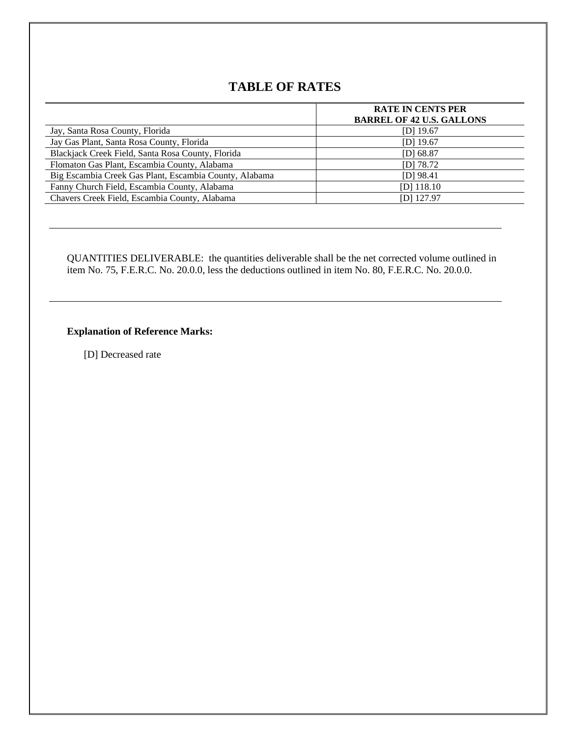# TABLE OF RATES

| | RATE IN CENTS PER BARREL OF 42 U.S. GALLONS |
|---|---|
| Jay, Santa Rosa County, Florida | [D] 19.67 |
| Jay Gas Plant, Santa Rosa County, Florida | [D] 19.67 |
| Blackjack Creek Field, Santa Rosa County, Florida | [D] 68.87 |
| Flomaton Gas Plant, Escambia County, Alabama | [D] 78.72 |
| Big Escambia Creek Gas Plant, Escambia County, Alabama | [D] 98.41 |
| Fanny Church Field, Escambia County, Alabama | [D] 118.10 |
| Chavers Creek Field, Escambia County, Alabama | [D] 127.97 |

---

QUANTITIES DELIVERABLE: the quantities deliverable shall be the net corrected volume outlined in item No. 75, F.E.R.C. No. 20.0.0, less the deductions outlined in item No. 80, F.E.R.C. No. 20.0.0.

---

**Explanation of Reference Marks:**

[D] Decreased rate